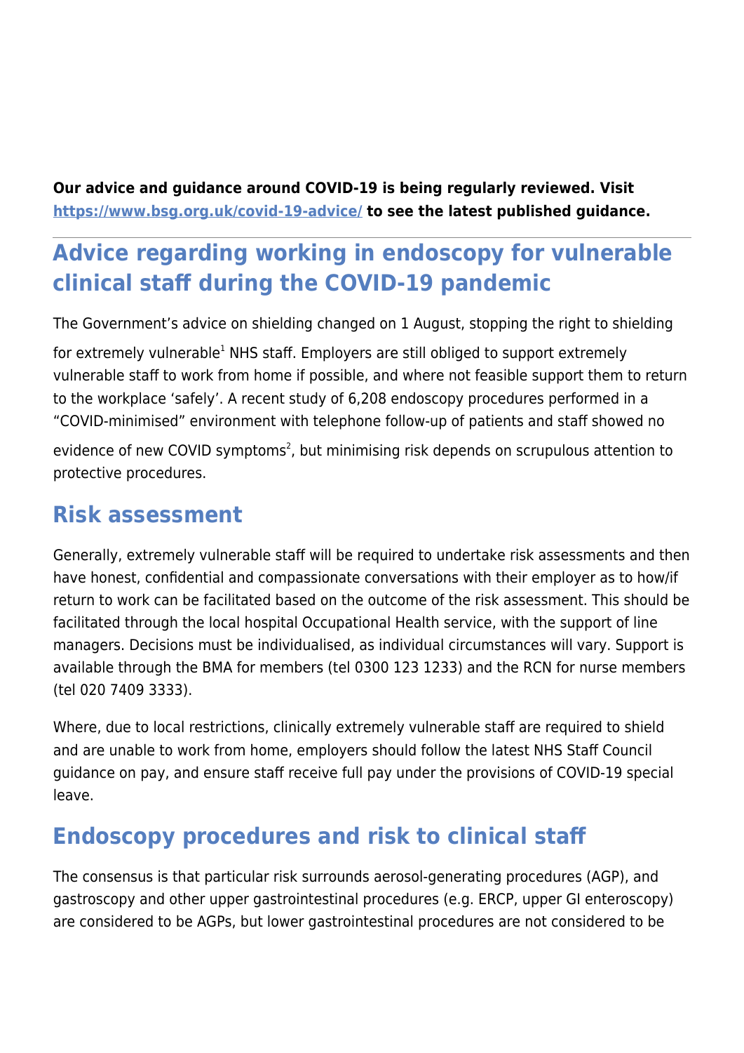**Our advice and guidance around COVID-19 is being regularly reviewed. Visit [https://www.bsg.org.uk/covid-19-advice/](https://www.bsg.org.uk/covid-19-advice/) to see the latest published guidance.**

---

# Advice regarding working in endoscopy for vulnerable clinical staff during the COVID-19 pandemic

The Government's advice on shielding changed on 1 August, stopping the right to shielding for extremely vulnerable[1] NHS staff. Employers are still obliged to support extremely vulnerable staff to work from home if possible, and where not feasible support them to return to the workplace 'safely'. A recent study of 6,208 endoscopy procedures performed in a "COVID-minimised" environment with telephone follow-up of patients and staff showed no evidence of new COVID symptoms[2], but minimising risk depends on scrupulous attention to protective procedures.

## Risk assessment

Generally, extremely vulnerable staff will be required to undertake risk assessments and then have honest, confidential and compassionate conversations with their employer as to how/if return to work can be facilitated based on the outcome of the risk assessment. This should be facilitated through the local hospital Occupational Health service, with the support of line managers. Decisions must be individualised, as individual circumstances will vary. Support is available through the BMA for members (tel 0300 123 1233) and the RCN for nurse members (tel 020 7409 3333).

Where, due to local restrictions, clinically extremely vulnerable staff are required to shield and are unable to work from home, employers should follow the latest NHS Staff Council guidance on pay, and ensure staff receive full pay under the provisions of COVID-19 special leave.

## Endoscopy procedures and risk to clinical staff

The consensus is that particular risk surrounds aerosol-generating procedures (AGP), and gastroscopy and other upper gastrointestinal procedures (e.g. ERCP, upper GI enteroscopy) are considered to be AGPs, but lower gastrointestinal procedures are not considered to be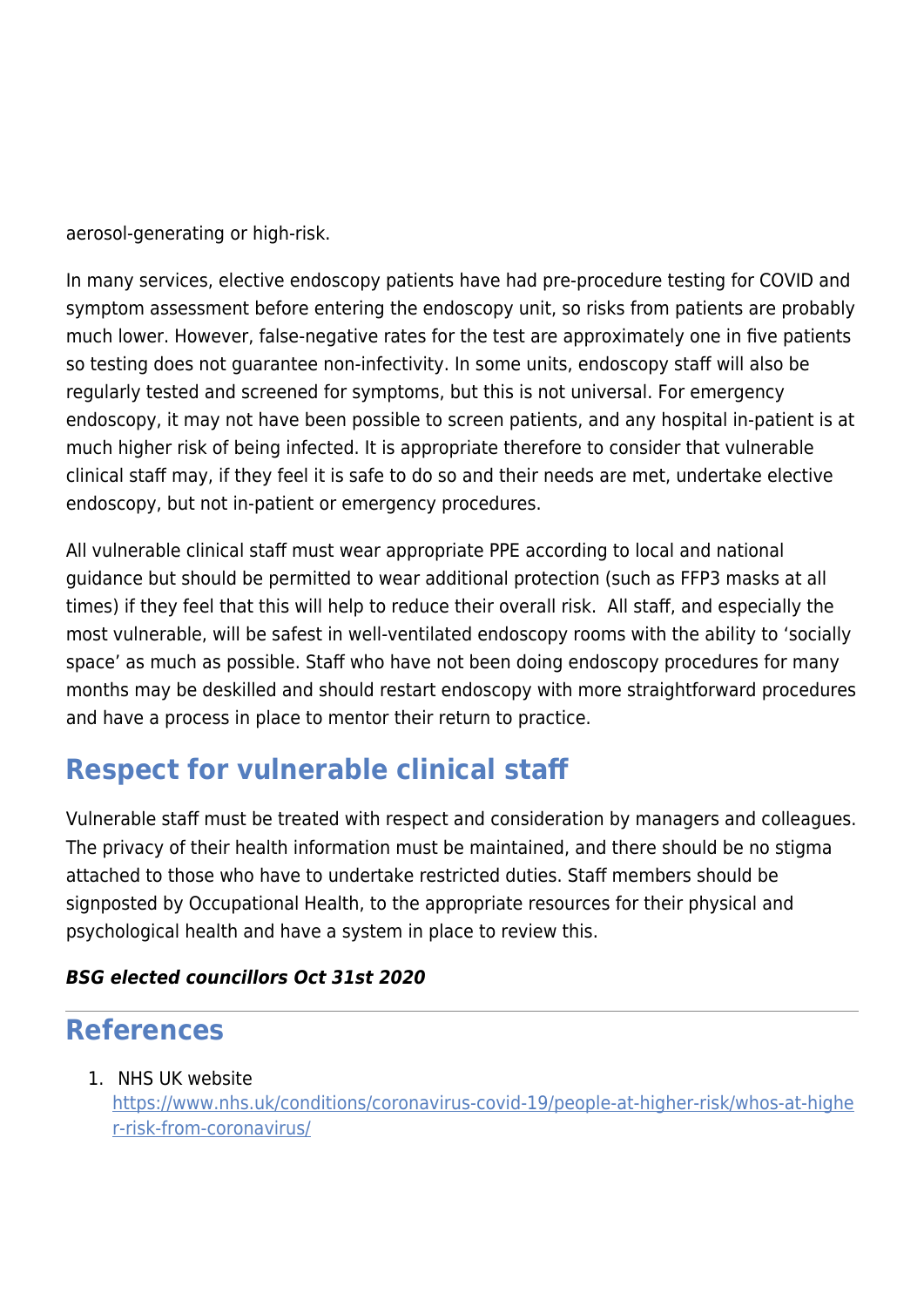aerosol-generating or high-risk.

In many services, elective endoscopy patients have had pre-procedure testing for COVID and symptom assessment before entering the endoscopy unit, so risks from patients are probably much lower. However, false-negative rates for the test are approximately one in five patients so testing does not guarantee non-infectivity. In some units, endoscopy staff will also be regularly tested and screened for symptoms, but this is not universal. For emergency endoscopy, it may not have been possible to screen patients, and any hospital in-patient is at much higher risk of being infected. It is appropriate therefore to consider that vulnerable clinical staff may, if they feel it is safe to do so and their needs are met, undertake elective endoscopy, but not in-patient or emergency procedures.

All vulnerable clinical staff must wear appropriate PPE according to local and national guidance but should be permitted to wear additional protection (such as FFP3 masks at all times) if they feel that this will help to reduce their overall risk. All staff, and especially the most vulnerable, will be safest in well-ventilated endoscopy rooms with the ability to 'socially space' as much as possible. Staff who have not been doing endoscopy procedures for many months may be deskilled and should restart endoscopy with more straightforward procedures and have a process in place to mentor their return to practice.

## Respect for vulnerable clinical staff

Vulnerable staff must be treated with respect and consideration by managers and colleagues. The privacy of their health information must be maintained, and there should be no stigma attached to those who have to undertake restricted duties. Staff members should be signposted by Occupational Health, to the appropriate resources for their physical and psychological health and have a system in place to review this.

***BSG elected councillors Oct 31st 2020***

---

## References

1. NHS UK website https://www.nhs.uk/conditions/coronavirus-covid-19/people-at-higher-risk/whos-at-higher-risk-from-coronavirus/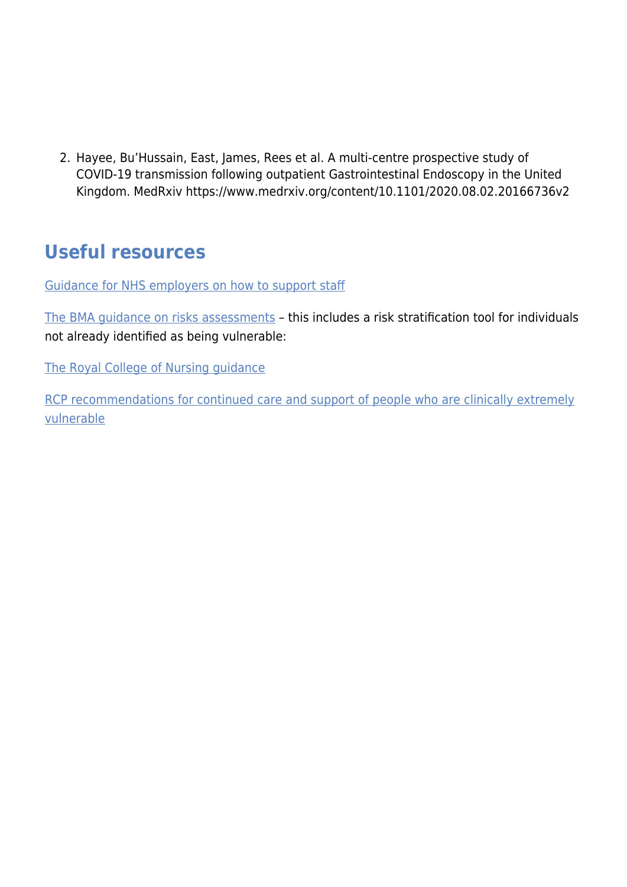2. Hayee, Bu'Hussain, East, James, Rees et al. A multi-centre prospective study of COVID-19 transmission following outpatient Gastrointestinal Endoscopy in the United Kingdom. MedRxiv https://www.medrxiv.org/content/10.1101/2020.08.02.20166736v2

## Useful resources

Guidance for NHS employers on how to support staff

The BMA guidance on risks assessments – this includes a risk stratification tool for individuals not already identified as being vulnerable:

The Royal College of Nursing guidance

RCP recommendations for continued care and support of people who are clinically extremely vulnerable